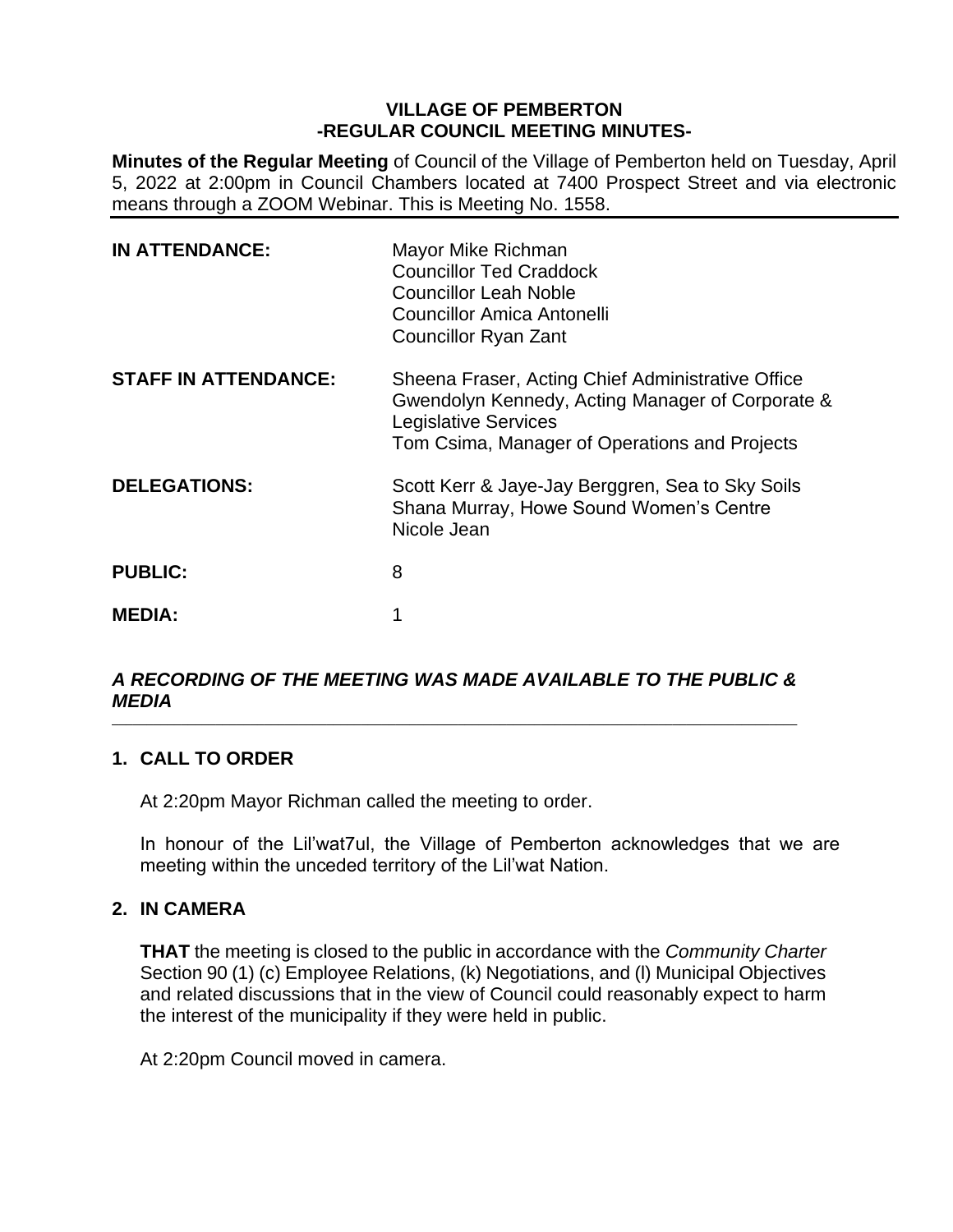# VILLAGE OF PEMBERTON
## -REGULAR COUNCIL MEETING MINUTES-

**Minutes of the Regular Meeting** of Council of the Village of Pemberton held on Tuesday, April 5, 2022 at 2:00pm in Council Chambers located at 7400 Prospect Street and via electronic means through a ZOOM Webinar. This is Meeting No. 1558.

| | |
|---|---|
| **IN ATTENDANCE:** | Mayor Mike Richman<br>Councillor Ted Craddock<br>Councillor Leah Noble<br>Councillor Amica Antonelli<br>Councillor Ryan Zant |
| **STAFF IN ATTENDANCE:** | Sheena Fraser, Acting Chief Administrative Office<br>Gwendolyn Kennedy, Acting Manager of Corporate & Legislative Services<br>Tom Csima, Manager of Operations and Projects |
| **DELEGATIONS:** | Scott Kerr & Jaye-Jay Berggren, Sea to Sky Soils<br>Shana Murray, Howe Sound Women's Centre<br>Nicole Jean |
| **PUBLIC:** | 8 |
| **MEDIA:** | 1 |

***A RECORDING OF THE MEETING WAS MADE AVAILABLE TO THE PUBLIC & MEDIA***

## 1. CALL TO ORDER

At 2:20pm Mayor Richman called the meeting to order.

In honour of the Lil'wat7ul, the Village of Pemberton acknowledges that we are meeting within the unceded territory of the Lil'wat Nation.

## 2. IN CAMERA

**THAT** the meeting is closed to the public in accordance with the *Community Charter* Section 90 (1) (c) Employee Relations, (k) Negotiations, and (l) Municipal Objectives and related discussions that in the view of Council could reasonably expect to harm the interest of the municipality if they were held in public.

At 2:20pm Council moved in camera.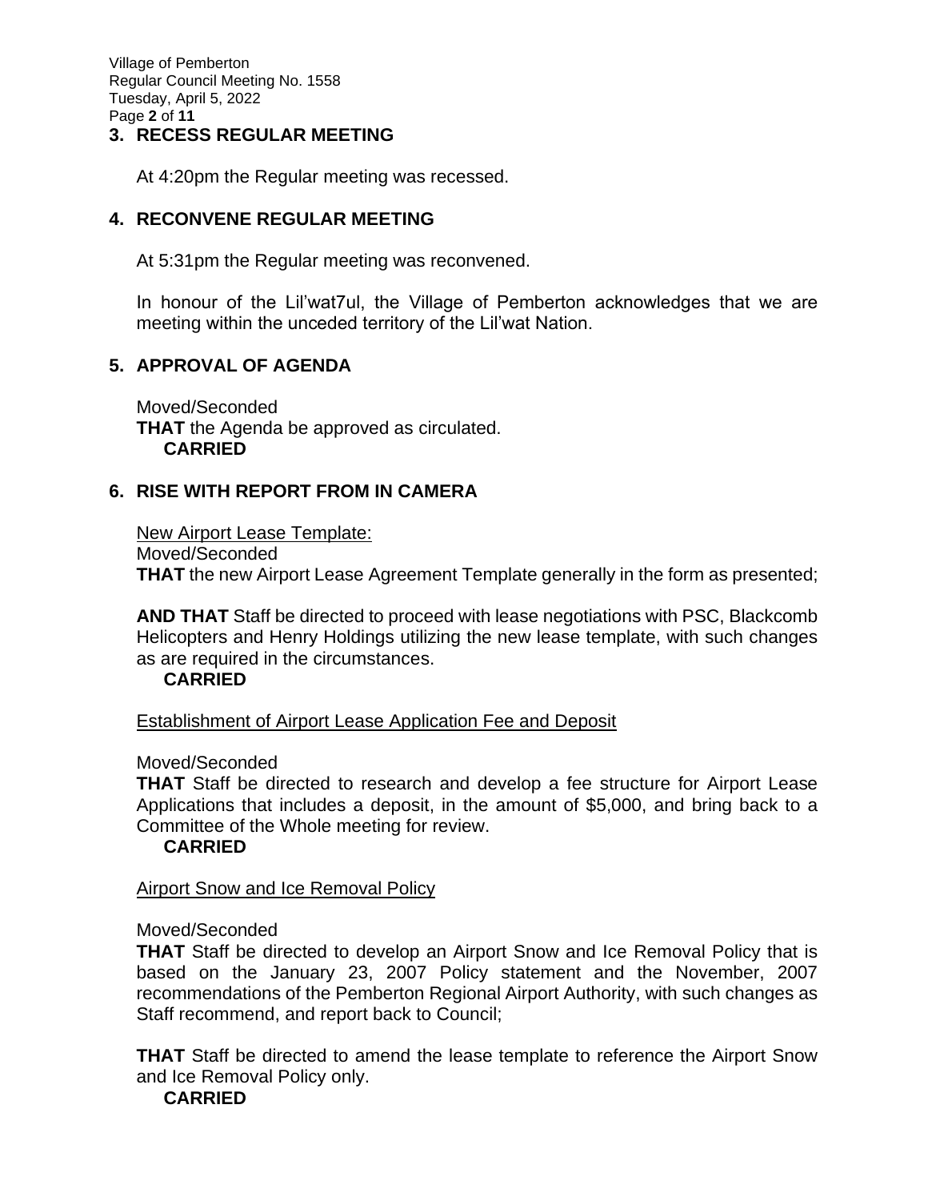## 3. RECESS REGULAR MEETING

At 4:20pm the Regular meeting was recessed.

## 4. RECONVENE REGULAR MEETING

At 5:31pm the Regular meeting was reconvened.

In honour of the Lil'wat7ul, the Village of Pemberton acknowledges that we are meeting within the unceded territory of the Lil'wat Nation.

## 5. APPROVAL OF AGENDA

Moved/Seconded
**THAT** the Agenda be approved as circulated.
**CARRIED**

## 6. RISE WITH REPORT FROM IN CAMERA

New Airport Lease Template:
Moved/Seconded
**THAT** the new Airport Lease Agreement Template generally in the form as presented;

**AND THAT** Staff be directed to proceed with lease negotiations with PSC, Blackcomb Helicopters and Henry Holdings utilizing the new lease template, with such changes as are required in the circumstances.
**CARRIED**

Establishment of Airport Lease Application Fee and Deposit

Moved/Seconded
**THAT** Staff be directed to research and develop a fee structure for Airport Lease Applications that includes a deposit, in the amount of $5,000, and bring back to a Committee of the Whole meeting for review.
**CARRIED**

Airport Snow and Ice Removal Policy

Moved/Seconded
**THAT** Staff be directed to develop an Airport Snow and Ice Removal Policy that is based on the January 23, 2007 Policy statement and the November, 2007 recommendations of the Pemberton Regional Airport Authority, with such changes as Staff recommend, and report back to Council;

**THAT** Staff be directed to amend the lease template to reference the Airport Snow and Ice Removal Policy only.
**CARRIED**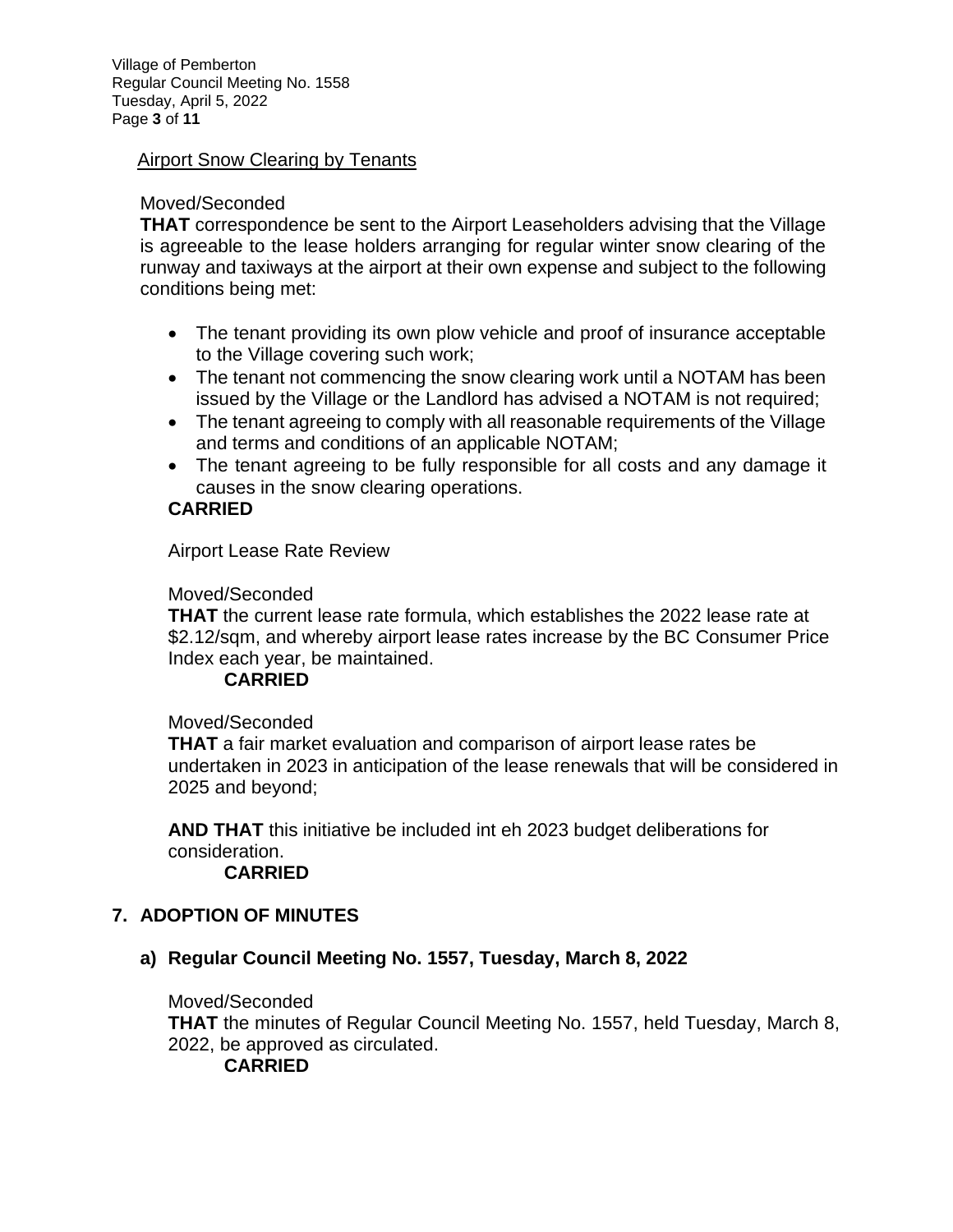Airport Snow Clearing by Tenants

Moved/Seconded

**THAT** correspondence be sent to the Airport Leaseholders advising that the Village is agreeable to the lease holders arranging for regular winter snow clearing of the runway and taxiways at the airport at their own expense and subject to the following conditions being met:

- The tenant providing its own plow vehicle and proof of insurance acceptable to the Village covering such work;
- The tenant not commencing the snow clearing work until a NOTAM has been issued by the Village or the Landlord has advised a NOTAM is not required;
- The tenant agreeing to comply with all reasonable requirements of the Village and terms and conditions of an applicable NOTAM;
- The tenant agreeing to be fully responsible for all costs and any damage it causes in the snow clearing operations.

**CARRIED**

Airport Lease Rate Review

Moved/Seconded

**THAT** the current lease rate formula, which establishes the 2022 lease rate at \$2.12/sqm, and whereby airport lease rates increase by the BC Consumer Price Index each year, be maintained.

**CARRIED**

Moved/Seconded

**THAT** a fair market evaluation and comparison of airport lease rates be undertaken in 2023 in anticipation of the lease renewals that will be considered in 2025 and beyond;

**AND THAT** this initiative be included int eh 2023 budget deliberations for consideration.

**CARRIED**

## 7. ADOPTION OF MINUTES

### a) Regular Council Meeting No. 1557, Tuesday, March 8, 2022

Moved/Seconded

**THAT** the minutes of Regular Council Meeting No. 1557, held Tuesday, March 8, 2022, be approved as circulated.

**CARRIED**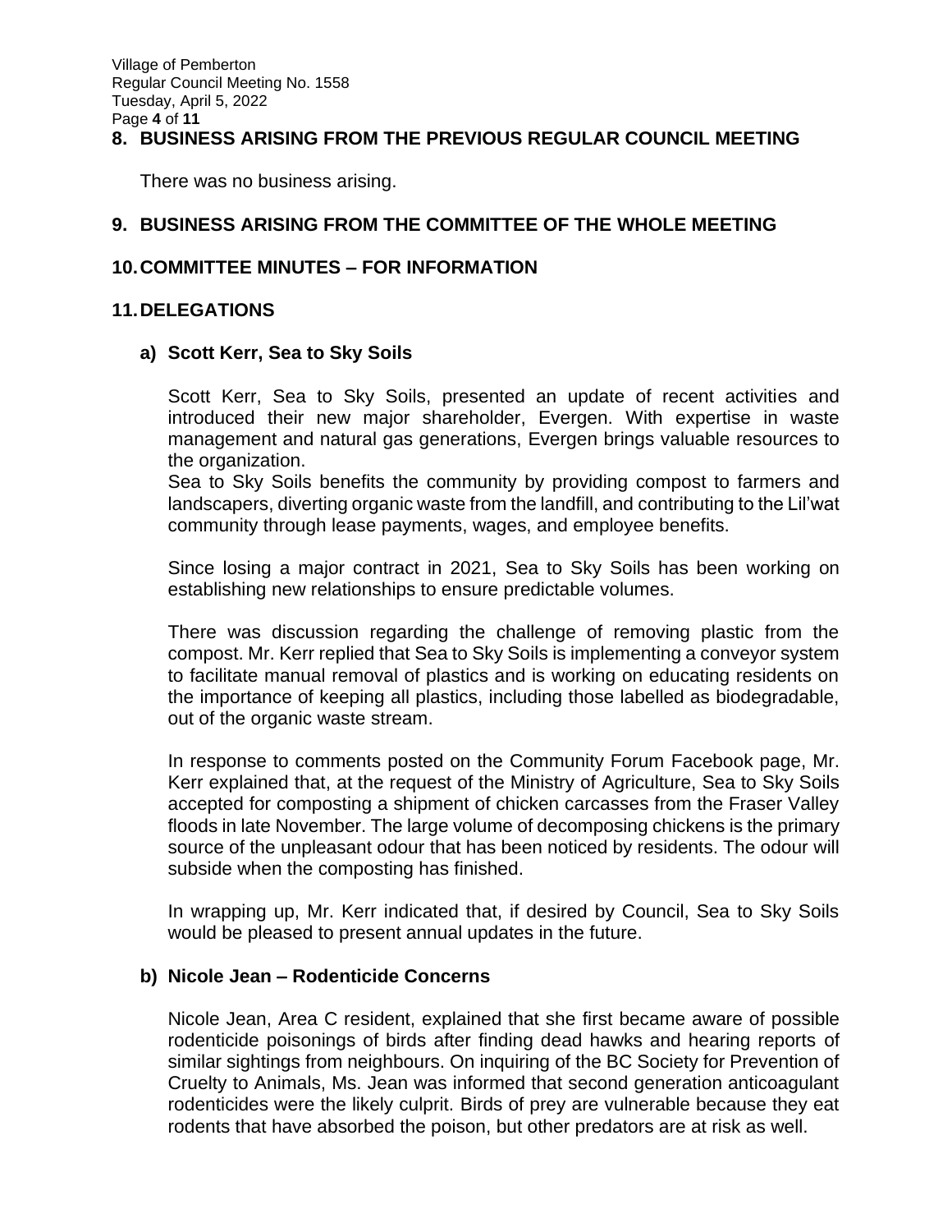## 8. BUSINESS ARISING FROM THE PREVIOUS REGULAR COUNCIL MEETING

There was no business arising.

## 9. BUSINESS ARISING FROM THE COMMITTEE OF THE WHOLE MEETING

## 10. COMMITTEE MINUTES – FOR INFORMATION

## 11. DELEGATIONS

### a) Scott Kerr, Sea to Sky Soils

Scott Kerr, Sea to Sky Soils, presented an update of recent activities and introduced their new major shareholder, Evergen. With expertise in waste management and natural gas generations, Evergen brings valuable resources to the organization.
Sea to Sky Soils benefits the community by providing compost to farmers and landscapers, diverting organic waste from the landfill, and contributing to the Lil'wat community through lease payments, wages, and employee benefits.

Since losing a major contract in 2021, Sea to Sky Soils has been working on establishing new relationships to ensure predictable volumes.

There was discussion regarding the challenge of removing plastic from the compost. Mr. Kerr replied that Sea to Sky Soils is implementing a conveyor system to facilitate manual removal of plastics and is working on educating residents on the importance of keeping all plastics, including those labelled as biodegradable, out of the organic waste stream.

In response to comments posted on the Community Forum Facebook page, Mr. Kerr explained that, at the request of the Ministry of Agriculture, Sea to Sky Soils accepted for composting a shipment of chicken carcasses from the Fraser Valley floods in late November. The large volume of decomposing chickens is the primary source of the unpleasant odour that has been noticed by residents. The odour will subside when the composting has finished.

In wrapping up, Mr. Kerr indicated that, if desired by Council, Sea to Sky Soils would be pleased to present annual updates in the future.

### b) Nicole Jean – Rodenticide Concerns

Nicole Jean, Area C resident, explained that she first became aware of possible rodenticide poisonings of birds after finding dead hawks and hearing reports of similar sightings from neighbours. On inquiring of the BC Society for Prevention of Cruelty to Animals, Ms. Jean was informed that second generation anticoagulant rodenticides were the likely culprit. Birds of prey are vulnerable because they eat rodents that have absorbed the poison, but other predators are at risk as well.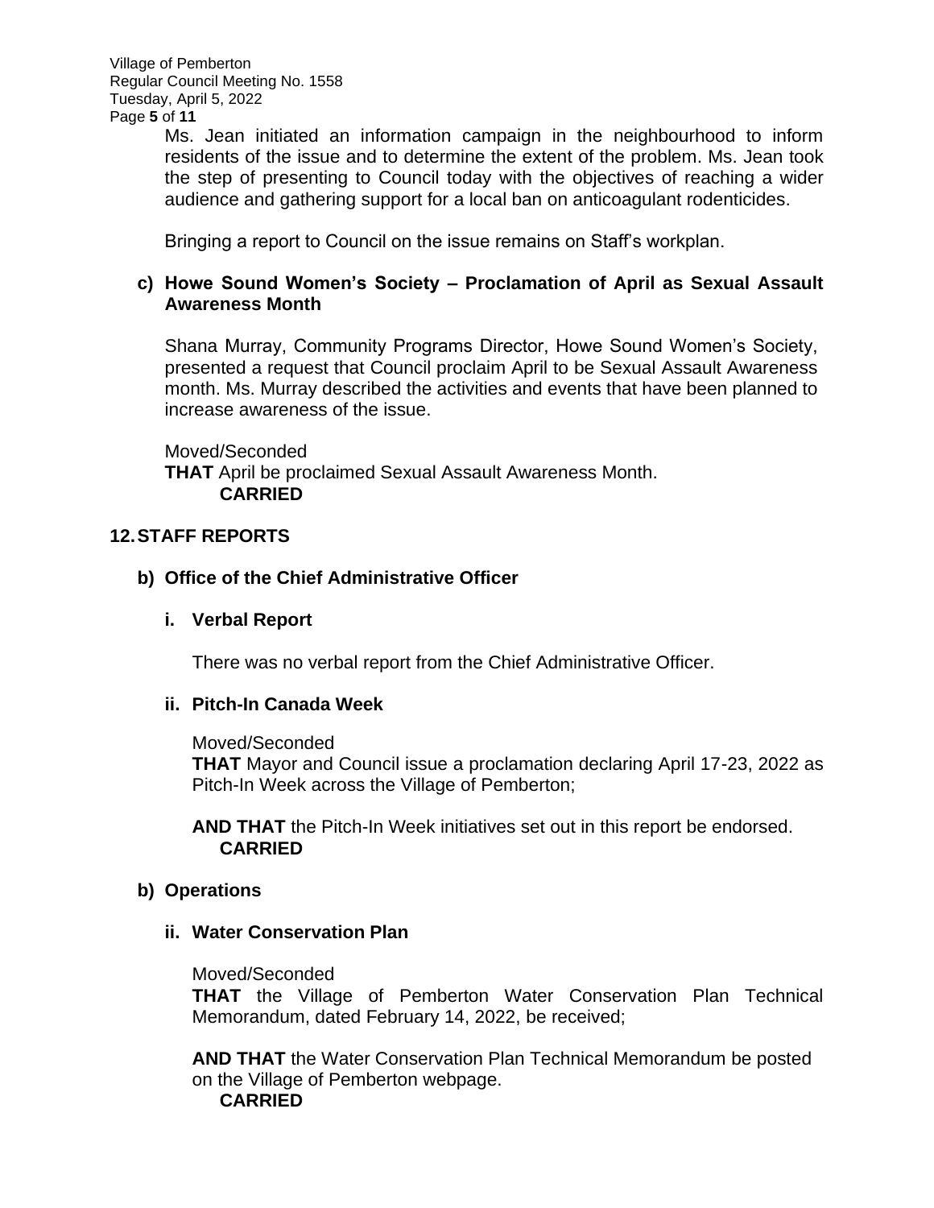Ms. Jean initiated an information campaign in the neighbourhood to inform residents of the issue and to determine the extent of the problem. Ms. Jean took the step of presenting to Council today with the objectives of reaching a wider audience and gathering support for a local ban on anticoagulant rodenticides.

Bringing a report to Council on the issue remains on Staff's workplan.

### c) Howe Sound Women's Society – Proclamation of April as Sexual Assault Awareness Month

Shana Murray, Community Programs Director, Howe Sound Women's Society, presented a request that Council proclaim April to be Sexual Assault Awareness month. Ms. Murray described the activities and events that have been planned to increase awareness of the issue.

Moved/Seconded
**THAT** April be proclaimed Sexual Assault Awareness Month.
**CARRIED**

## 12. STAFF REPORTS

### b) Office of the Chief Administrative Officer

#### i. Verbal Report

There was no verbal report from the Chief Administrative Officer.

#### ii. Pitch-In Canada Week

Moved/Seconded
**THAT** Mayor and Council issue a proclamation declaring April 17-23, 2022 as Pitch-In Week across the Village of Pemberton;

**AND THAT** the Pitch-In Week initiatives set out in this report be endorsed.
**CARRIED**

### b) Operations

#### ii. Water Conservation Plan

Moved/Seconded
**THAT** the Village of Pemberton Water Conservation Plan Technical Memorandum, dated February 14, 2022, be received;

**AND THAT** the Water Conservation Plan Technical Memorandum be posted on the Village of Pemberton webpage.
**CARRIED**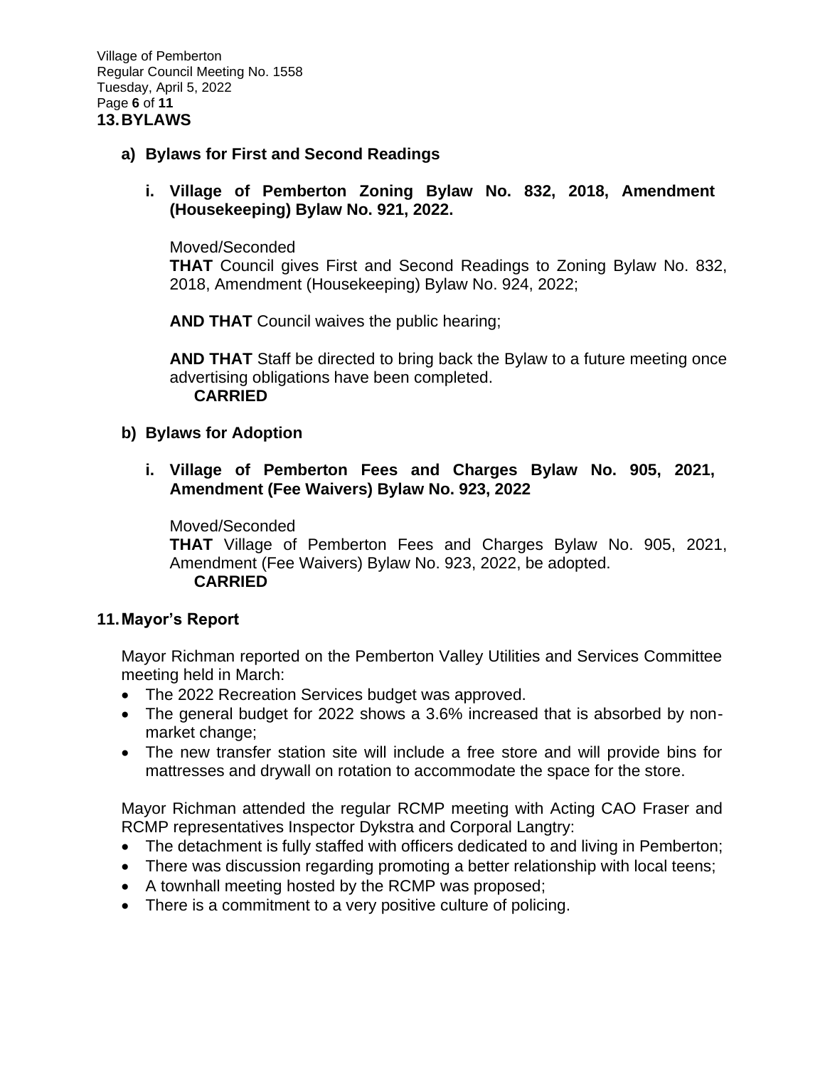## 13. BYLAWS

### a) Bylaws for First and Second Readings

#### i. Village of Pemberton Zoning Bylaw No. 832, 2018, Amendment (Housekeeping) Bylaw No. 921, 2022.

Moved/Seconded

**THAT** Council gives First and Second Readings to Zoning Bylaw No. 832, 2018, Amendment (Housekeeping) Bylaw No. 924, 2022;

**AND THAT** Council waives the public hearing;

**AND THAT** Staff be directed to bring back the Bylaw to a future meeting once advertising obligations have been completed.

**CARRIED**

### b) Bylaws for Adoption

#### i. Village of Pemberton Fees and Charges Bylaw No. 905, 2021, Amendment (Fee Waivers) Bylaw No. 923, 2022

Moved/Seconded

**THAT** Village of Pemberton Fees and Charges Bylaw No. 905, 2021, Amendment (Fee Waivers) Bylaw No. 923, 2022, be adopted.

**CARRIED**

## 11. Mayor's Report

Mayor Richman reported on the Pemberton Valley Utilities and Services Committee meeting held in March:

- The 2022 Recreation Services budget was approved.
- The general budget for 2022 shows a 3.6% increased that is absorbed by non-market change;
- The new transfer station site will include a free store and will provide bins for mattresses and drywall on rotation to accommodate the space for the store.

Mayor Richman attended the regular RCMP meeting with Acting CAO Fraser and RCMP representatives Inspector Dykstra and Corporal Langtry:

- The detachment is fully staffed with officers dedicated to and living in Pemberton;
- There was discussion regarding promoting a better relationship with local teens;
- A townhall meeting hosted by the RCMP was proposed;
- There is a commitment to a very positive culture of policing.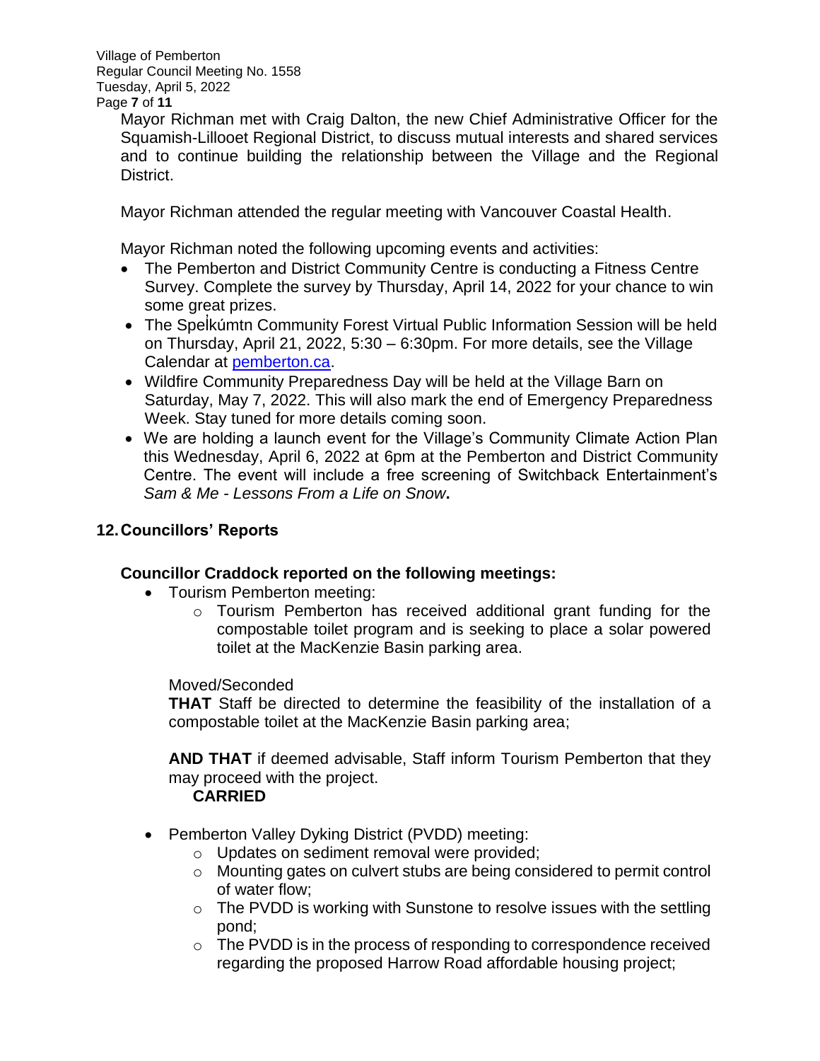Mayor Richman met with Craig Dalton, the new Chief Administrative Officer for the Squamish-Lillooet Regional District, to discuss mutual interests and shared services and to continue building the relationship between the Village and the Regional District.

Mayor Richman attended the regular meeting with Vancouver Coastal Health.

Mayor Richman noted the following upcoming events and activities:

- The Pemberton and District Community Centre is conducting a Fitness Centre Survey. Complete the survey by Thursday, April 14, 2022 for your chance to win some great prizes.
- The Spel̓kúmtn Community Forest Virtual Public Information Session will be held on Thursday, April 21, 2022, 5:30 – 6:30pm. For more details, see the Village Calendar at [pemberton.ca](pemberton.ca).
- Wildfire Community Preparedness Day will be held at the Village Barn on Saturday, May 7, 2022. This will also mark the end of Emergency Preparedness Week. Stay tuned for more details coming soon.
- We are holding a launch event for the Village's Community Climate Action Plan this Wednesday, April 6, 2022 at 6pm at the Pemberton and District Community Centre. The event will include a free screening of Switchback Entertainment's *Sam & Me - Lessons From a Life on Snow*.

## 12. Councillors' Reports

**Councillor Craddock reported on the following meetings:**

- Tourism Pemberton meeting:
  - Tourism Pemberton has received additional grant funding for the compostable toilet program and is seeking to place a solar powered toilet at the MacKenzie Basin parking area.

Moved/Seconded
**THAT** Staff be directed to determine the feasibility of the installation of a compostable toilet at the MacKenzie Basin parking area;

**AND THAT** if deemed advisable, Staff inform Tourism Pemberton that they may proceed with the project.
**CARRIED**

- Pemberton Valley Dyking District (PVDD) meeting:
  - Updates on sediment removal were provided;
  - Mounting gates on culvert stubs are being considered to permit control of water flow;
  - The PVDD is working with Sunstone to resolve issues with the settling pond;
  - The PVDD is in the process of responding to correspondence received regarding the proposed Harrow Road affordable housing project;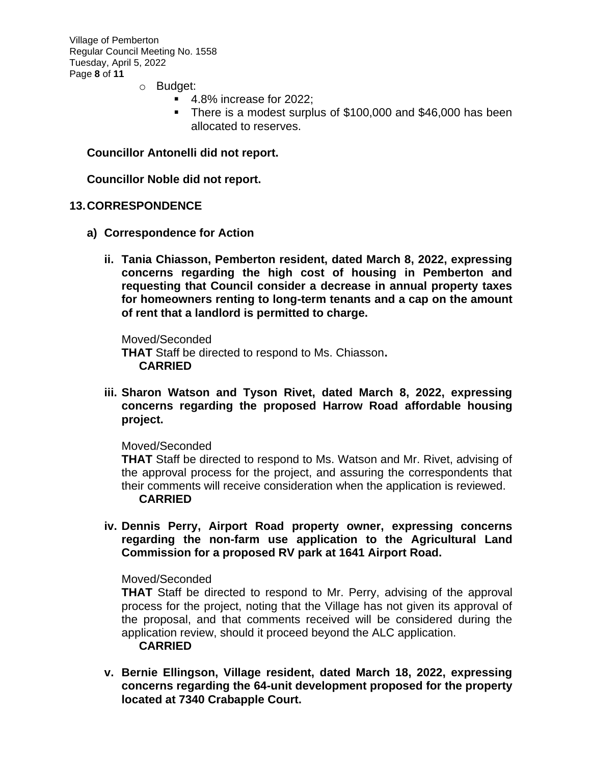- Budget:
  - 4.8% increase for 2022;
  - There is a modest surplus of $100,000 and $46,000 has been allocated to reserves.

**Councillor Antonelli did not report.**

**Councillor Noble did not report.**

## 13. CORRESPONDENCE

### a) Correspondence for Action

**ii. Tania Chiasson, Pemberton resident, dated March 8, 2022, expressing concerns regarding the high cost of housing in Pemberton and requesting that Council consider a decrease in annual property taxes for homeowners renting to long-term tenants and a cap on the amount of rent that a landlord is permitted to charge.**

Moved/Seconded
**THAT** Staff be directed to respond to Ms. Chiasson**.**
**CARRIED**

**iii. Sharon Watson and Tyson Rivet, dated March 8, 2022, expressing concerns regarding the proposed Harrow Road affordable housing project.**

Moved/Seconded
**THAT** Staff be directed to respond to Ms. Watson and Mr. Rivet, advising of the approval process for the project, and assuring the correspondents that their comments will receive consideration when the application is reviewed.
**CARRIED**

**iv. Dennis Perry, Airport Road property owner, expressing concerns regarding the non-farm use application to the Agricultural Land Commission for a proposed RV park at 1641 Airport Road.**

Moved/Seconded
**THAT** Staff be directed to respond to Mr. Perry, advising of the approval process for the project, noting that the Village has not given its approval of the proposal, and that comments received will be considered during the application review, should it proceed beyond the ALC application.
**CARRIED**

**v. Bernie Ellingson, Village resident, dated March 18, 2022, expressing concerns regarding the 64-unit development proposed for the property located at 7340 Crabapple Court.**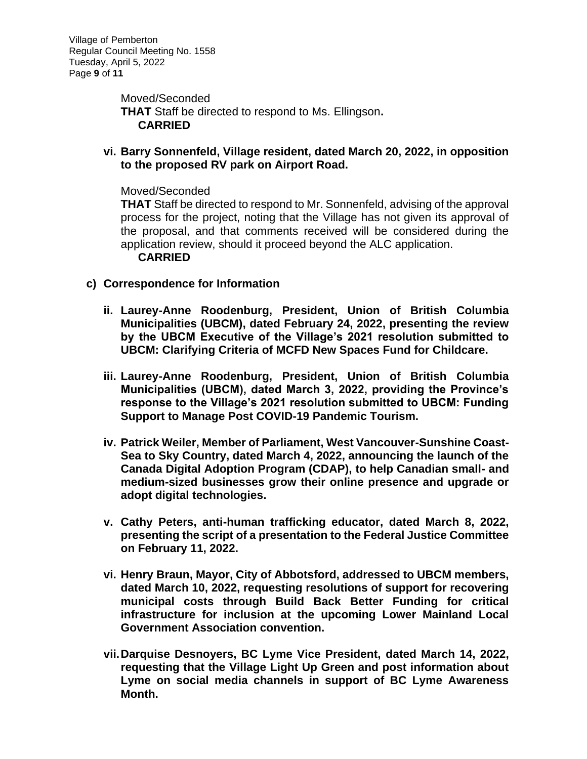Moved/Seconded

**THAT** Staff be directed to respond to Ms. Ellingson**.**

**CARRIED**

**vi. Barry Sonnenfeld, Village resident, dated March 20, 2022, in opposition to the proposed RV park on Airport Road.**

Moved/Seconded

**THAT** Staff be directed to respond to Mr. Sonnenfeld, advising of the approval process for the project, noting that the Village has not given its approval of the proposal, and that comments received will be considered during the application review, should it proceed beyond the ALC application.

**CARRIED**

**c) Correspondence for Information**

**ii. Laurey-Anne Roodenburg, President, Union of British Columbia Municipalities (UBCM), dated February 24, 2022, presenting the review by the UBCM Executive of the Village's 2021 resolution submitted to UBCM: Clarifying Criteria of MCFD New Spaces Fund for Childcare.**

**iii. Laurey-Anne Roodenburg, President, Union of British Columbia Municipalities (UBCM), dated March 3, 2022, providing the Province's response to the Village's 2021 resolution submitted to UBCM: Funding Support to Manage Post COVID-19 Pandemic Tourism.**

**iv. Patrick Weiler, Member of Parliament, West Vancouver-Sunshine Coast-Sea to Sky Country, dated March 4, 2022, announcing the launch of the Canada Digital Adoption Program (CDAP), to help Canadian small- and medium-sized businesses grow their online presence and upgrade or adopt digital technologies.**

**v. Cathy Peters, anti-human trafficking educator, dated March 8, 2022, presenting the script of a presentation to the Federal Justice Committee on February 11, 2022.**

**vi. Henry Braun, Mayor, City of Abbotsford, addressed to UBCM members, dated March 10, 2022, requesting resolutions of support for recovering municipal costs through Build Back Better Funding for critical infrastructure for inclusion at the upcoming Lower Mainland Local Government Association convention.**

**vii. Darquise Desnoyers, BC Lyme Vice President, dated March 14, 2022, requesting that the Village Light Up Green and post information about Lyme on social media channels in support of BC Lyme Awareness Month.**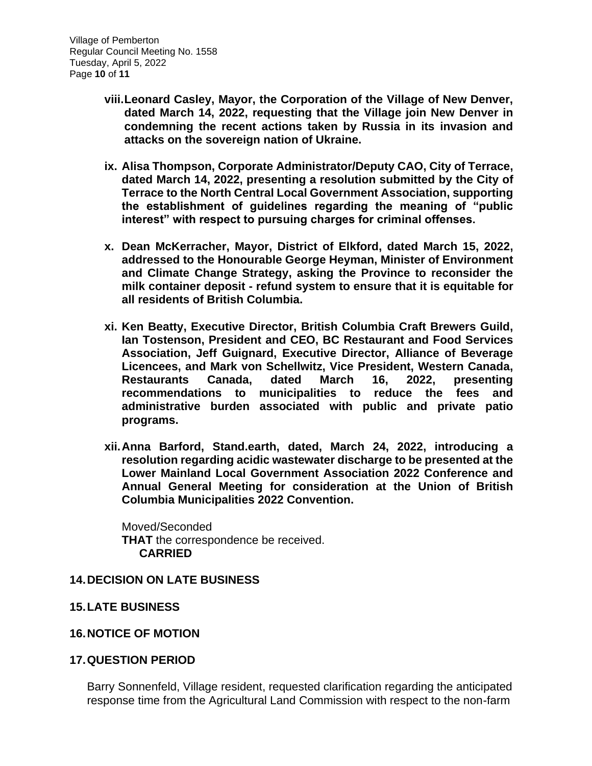**viii. Leonard Casley, Mayor, the Corporation of the Village of New Denver, dated March 14, 2022, requesting that the Village join New Denver in condemning the recent actions taken by Russia in its invasion and attacks on the sovereign nation of Ukraine.**

**ix. Alisa Thompson, Corporate Administrator/Deputy CAO, City of Terrace, dated March 14, 2022, presenting a resolution submitted by the City of Terrace to the North Central Local Government Association, supporting the establishment of guidelines regarding the meaning of "public interest" with respect to pursuing charges for criminal offenses.**

**x. Dean McKerracher, Mayor, District of Elkford, dated March 15, 2022, addressed to the Honourable George Heyman, Minister of Environment and Climate Change Strategy, asking the Province to reconsider the milk container deposit - refund system to ensure that it is equitable for all residents of British Columbia.**

**xi. Ken Beatty, Executive Director, British Columbia Craft Brewers Guild, Ian Tostenson, President and CEO, BC Restaurant and Food Services Association, Jeff Guignard, Executive Director, Alliance of Beverage Licencees, and Mark von Schellwitz, Vice President, Western Canada, Restaurants Canada, dated March 16, 2022, presenting recommendations to municipalities to reduce the fees and administrative burden associated with public and private patio programs.**

**xii. Anna Barford, Stand.earth, dated, March 24, 2022, introducing a resolution regarding acidic wastewater discharge to be presented at the Lower Mainland Local Government Association 2022 Conference and Annual General Meeting for consideration at the Union of British Columbia Municipalities 2022 Convention.**

Moved/Seconded
**THAT** the correspondence be received.
**CARRIED**

## 14. DECISION ON LATE BUSINESS

## 15. LATE BUSINESS

## 16. NOTICE OF MOTION

## 17. QUESTION PERIOD

Barry Sonnenfeld, Village resident, requested clarification regarding the anticipated response time from the Agricultural Land Commission with respect to the non-farm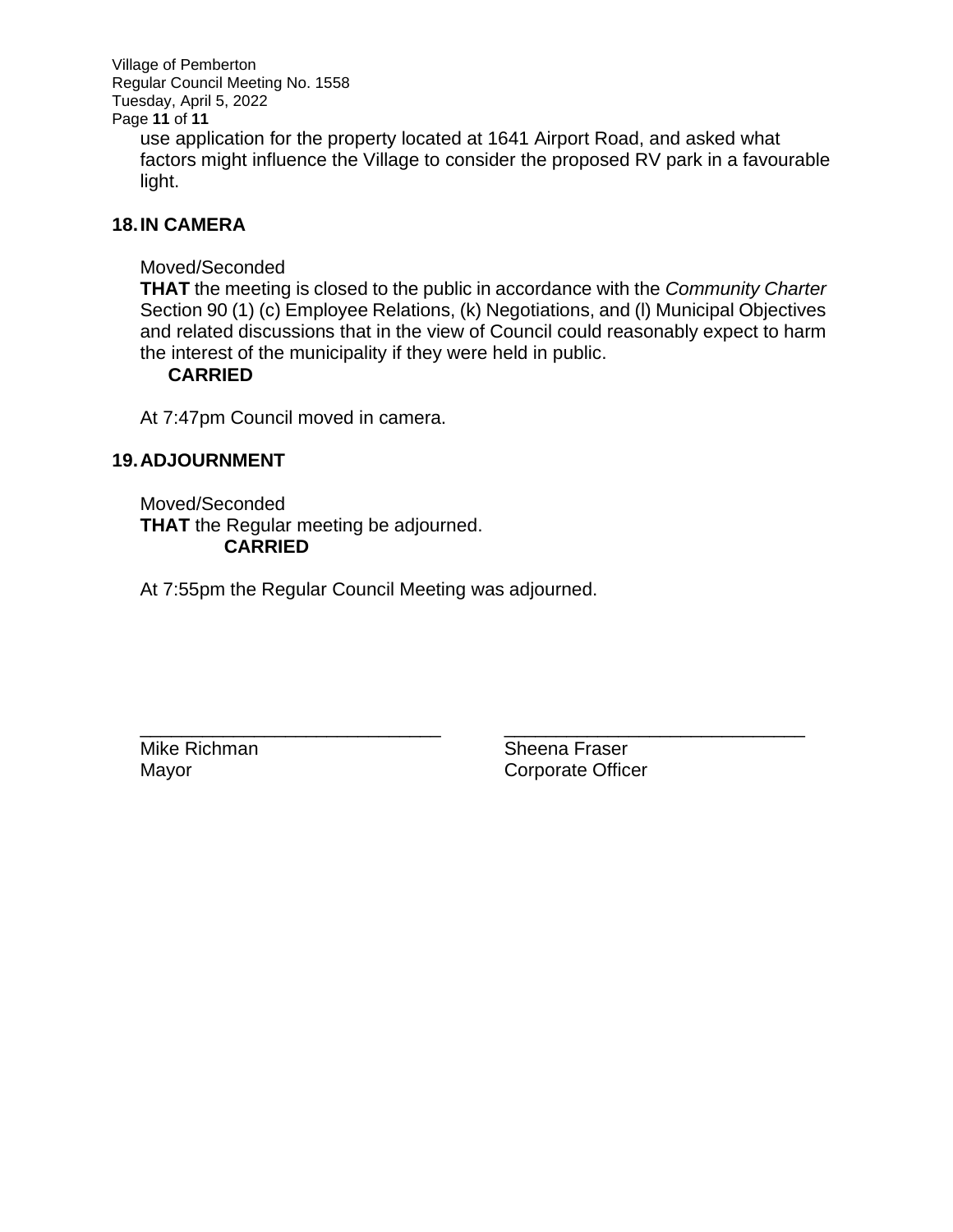use application for the property located at 1641 Airport Road, and asked what factors might influence the Village to consider the proposed RV park in a favourable light.

## 18. IN CAMERA

Moved/Seconded
**THAT** the meeting is closed to the public in accordance with the *Community Charter* Section 90 (1) (c) Employee Relations, (k) Negotiations, and (l) Municipal Objectives and related discussions that in the view of Council could reasonably expect to harm the interest of the municipality if they were held in public.
**CARRIED**

At 7:47pm Council moved in camera.

## 19. ADJOURNMENT

Moved/Seconded
**THAT** the Regular meeting be adjourned.
**CARRIED**

At 7:55pm the Regular Council Meeting was adjourned.

| | |
|---|---|
| ______________________________ | ______________________________ |
| Mike Richman | Sheena Fraser |
| Mayor | Corporate Officer |